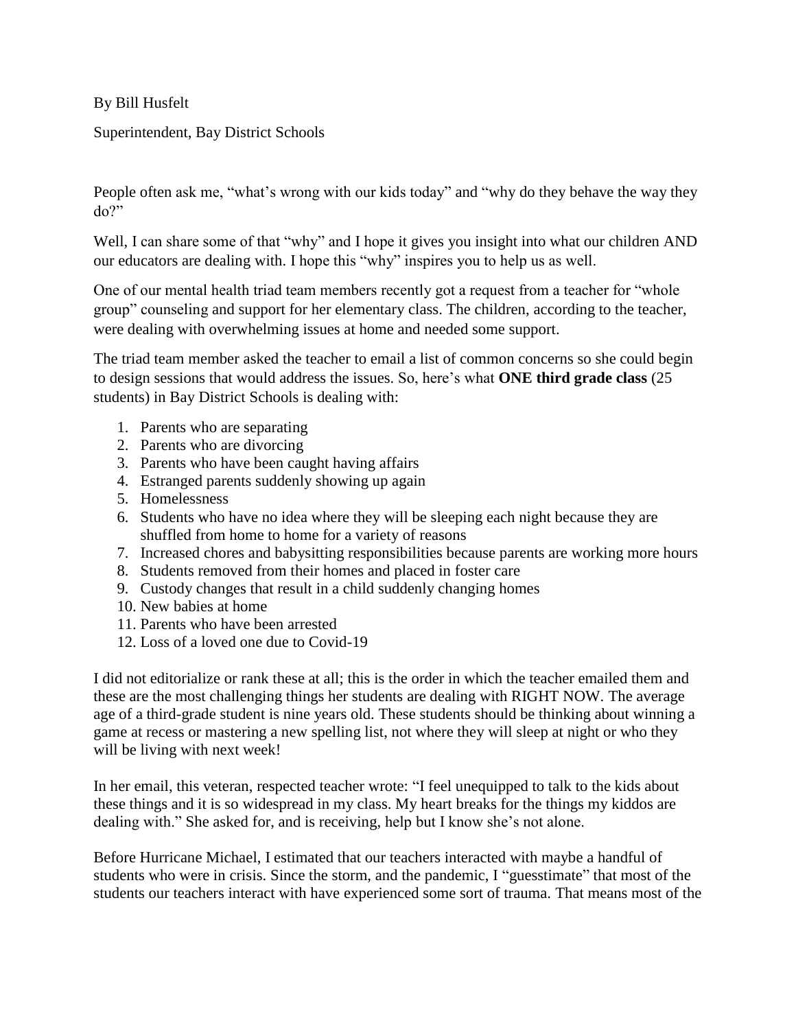By Bill Husfelt

Superintendent, Bay District Schools

People often ask me, "what's wrong with our kids today" and "why do they behave the way they do?"

Well, I can share some of that "why" and I hope it gives you insight into what our children AND our educators are dealing with. I hope this "why" inspires you to help us as well.

One of our mental health triad team members recently got a request from a teacher for "whole group" counseling and support for her elementary class. The children, according to the teacher, were dealing with overwhelming issues at home and needed some support.

The triad team member asked the teacher to email a list of common concerns so she could begin to design sessions that would address the issues. So, here's what **ONE third grade class** (25 students) in Bay District Schools is dealing with:

1. Parents who are separating
2. Parents who are divorcing
3. Parents who have been caught having affairs
4. Estranged parents suddenly showing up again
5. Homelessness
6. Students who have no idea where they will be sleeping each night because they are shuffled from home to home for a variety of reasons
7. Increased chores and babysitting responsibilities because parents are working more hours
8. Students removed from their homes and placed in foster care
9. Custody changes that result in a child suddenly changing homes
10. New babies at home
11. Parents who have been arrested
12. Loss of a loved one due to Covid-19

I did not editorialize or rank these at all; this is the order in which the teacher emailed them and these are the most challenging things her students are dealing with RIGHT NOW. The average age of a third-grade student is nine years old. These students should be thinking about winning a game at recess or mastering a new spelling list, not where they will sleep at night or who they will be living with next week!

In her email, this veteran, respected teacher wrote: "I feel unequipped to talk to the kids about these things and it is so widespread in my class. My heart breaks for the things my kiddos are dealing with." She asked for, and is receiving, help but I know she's not alone.

Before Hurricane Michael, I estimated that our teachers interacted with maybe a handful of students who were in crisis. Since the storm, and the pandemic, I "guesstimate" that most of the students our teachers interact with have experienced some sort of trauma. That means most of the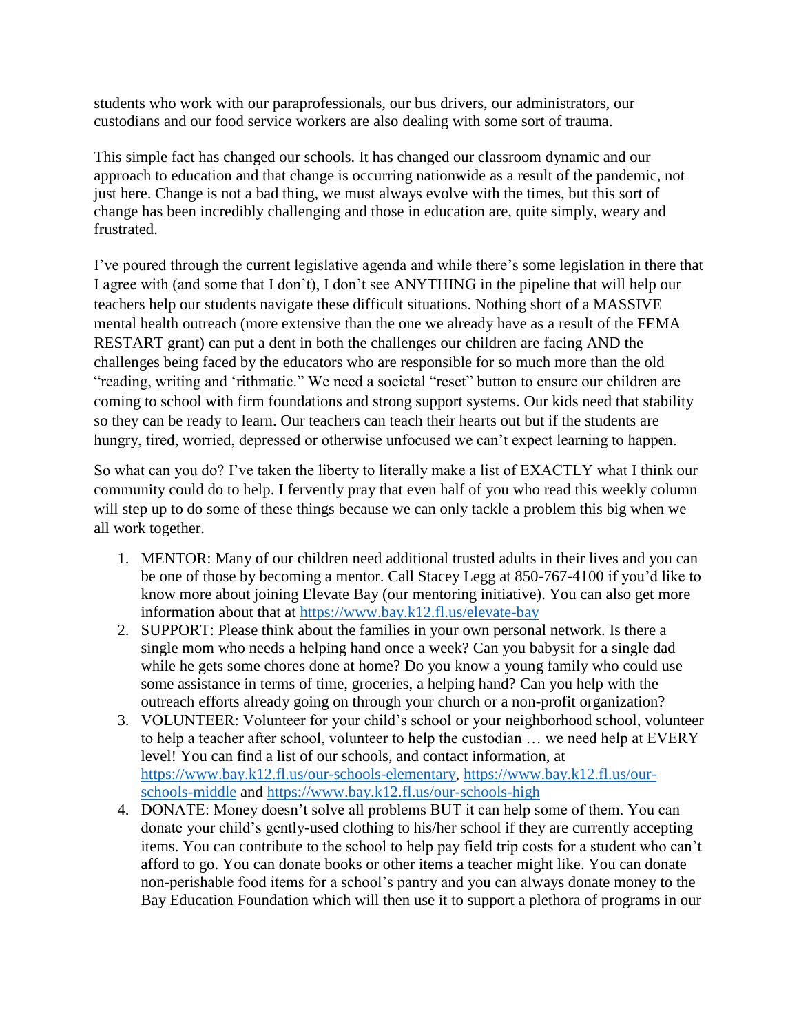students who work with our paraprofessionals, our bus drivers, our administrators, our custodians and our food service workers are also dealing with some sort of trauma.

This simple fact has changed our schools. It has changed our classroom dynamic and our approach to education and that change is occurring nationwide as a result of the pandemic, not just here. Change is not a bad thing, we must always evolve with the times, but this sort of change has been incredibly challenging and those in education are, quite simply, weary and frustrated.

I've poured through the current legislative agenda and while there's some legislation in there that I agree with (and some that I don't), I don't see ANYTHING in the pipeline that will help our teachers help our students navigate these difficult situations. Nothing short of a MASSIVE mental health outreach (more extensive than the one we already have as a result of the FEMA RESTART grant) can put a dent in both the challenges our children are facing AND the challenges being faced by the educators who are responsible for so much more than the old "reading, writing and 'rithmatic." We need a societal "reset" button to ensure our children are coming to school with firm foundations and strong support systems. Our kids need that stability so they can be ready to learn. Our teachers can teach their hearts out but if the students are hungry, tired, worried, depressed or otherwise unfocused we can't expect learning to happen.

So what can you do? I've taken the liberty to literally make a list of EXACTLY what I think our community could do to help. I fervently pray that even half of you who read this weekly column will step up to do some of these things because we can only tackle a problem this big when we all work together.

1. MENTOR: Many of our children need additional trusted adults in their lives and you can be one of those by becoming a mentor. Call Stacey Legg at 850-767-4100 if you'd like to know more about joining Elevate Bay (our mentoring initiative). You can also get more information about that at https://www.bay.k12.fl.us/elevate-bay
2. SUPPORT: Please think about the families in your own personal network. Is there a single mom who needs a helping hand once a week? Can you babysit for a single dad while he gets some chores done at home? Do you know a young family who could use some assistance in terms of time, groceries, a helping hand? Can you help with the outreach efforts already going on through your church or a non-profit organization?
3. VOLUNTEER: Volunteer for your child's school or your neighborhood school, volunteer to help a teacher after school, volunteer to help the custodian … we need help at EVERY level! You can find a list of our schools, and contact information, at https://www.bay.k12.fl.us/our-schools-elementary, https://www.bay.k12.fl.us/our-schools-middle and https://www.bay.k12.fl.us/our-schools-high
4. DONATE: Money doesn't solve all problems BUT it can help some of them. You can donate your child's gently-used clothing to his/her school if they are currently accepting items. You can contribute to the school to help pay field trip costs for a student who can't afford to go. You can donate books or other items a teacher might like. You can donate non-perishable food items for a school's pantry and you can always donate money to the Bay Education Foundation which will then use it to support a plethora of programs in our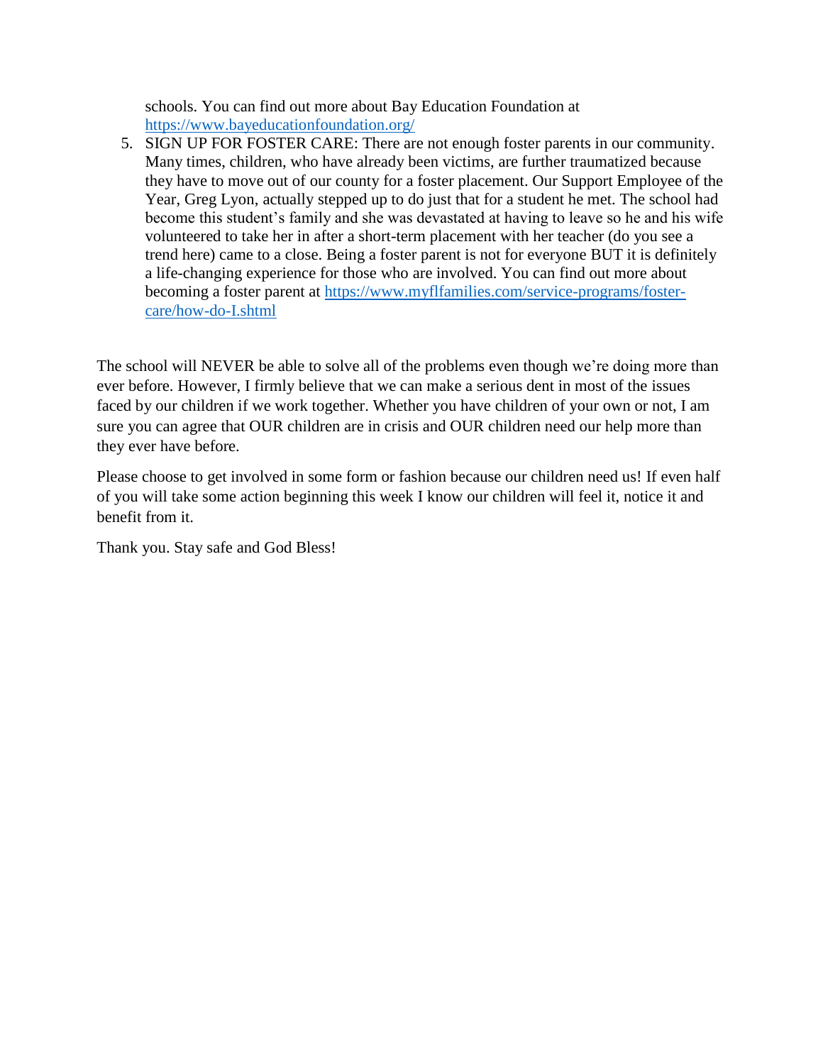schools. You can find out more about Bay Education Foundation at https://www.bayeducationfoundation.org/

5. SIGN UP FOR FOSTER CARE: There are not enough foster parents in our community. Many times, children, who have already been victims, are further traumatized because they have to move out of our county for a foster placement. Our Support Employee of the Year, Greg Lyon, actually stepped up to do just that for a student he met. The school had become this student's family and she was devastated at having to leave so he and his wife volunteered to take her in after a short-term placement with her teacher (do you see a trend here) came to a close. Being a foster parent is not for everyone BUT it is definitely a life-changing experience for those who are involved. You can find out more about becoming a foster parent at https://www.myflfamilies.com/service-programs/foster-care/how-do-I.shtml

The school will NEVER be able to solve all of the problems even though we're doing more than ever before. However, I firmly believe that we can make a serious dent in most of the issues faced by our children if we work together. Whether you have children of your own or not, I am sure you can agree that OUR children are in crisis and OUR children need our help more than they ever have before.

Please choose to get involved in some form or fashion because our children need us! If even half of you will take some action beginning this week I know our children will feel it, notice it and benefit from it.

Thank you. Stay safe and God Bless!